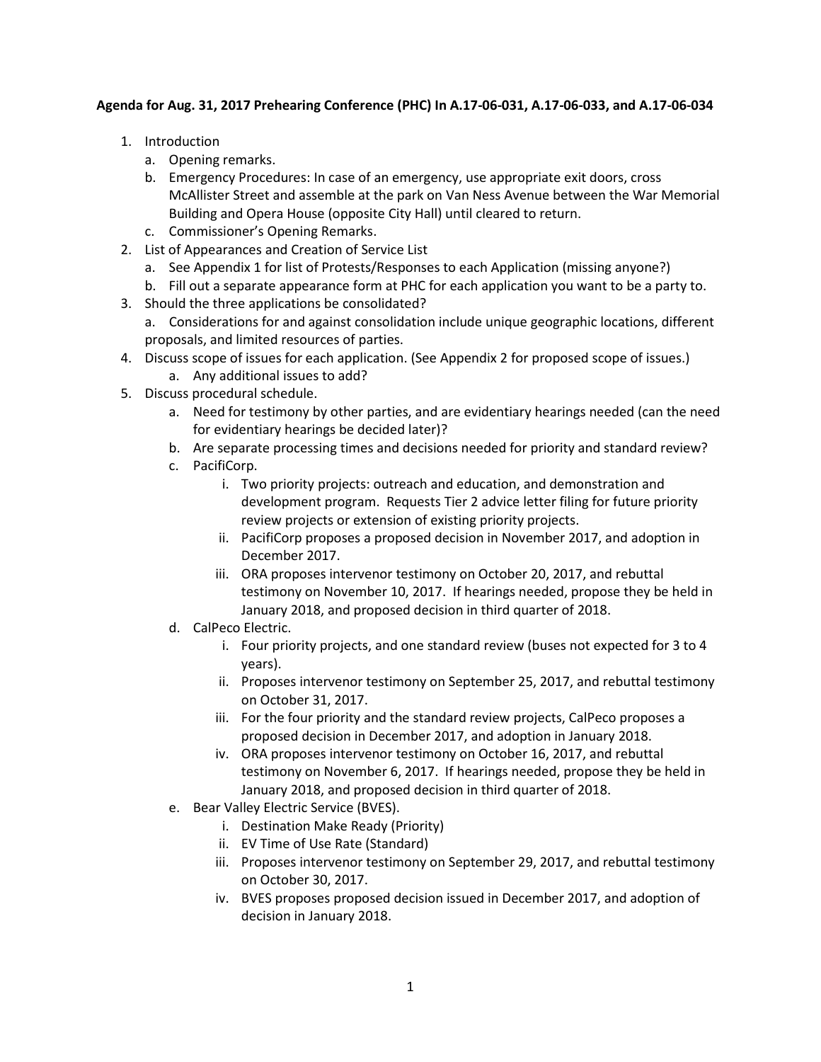**Agenda for Aug. 31, 2017 Prehearing Conference (PHC) In A.17-06-031, A.17-06-033, and A.17-06-034**

1. Introduction
   a. Opening remarks.
   b. Emergency Procedures: In case of an emergency, use appropriate exit doors, cross McAllister Street and assemble at the park on Van Ness Avenue between the War Memorial Building and Opera House (opposite City Hall) until cleared to return.
   c. Commissioner's Opening Remarks.
2. List of Appearances and Creation of Service List
   a. See Appendix 1 for list of Protests/Responses to each Application (missing anyone?)
   b. Fill out a separate appearance form at PHC for each application you want to be a party to.
3. Should the three applications be consolidated?
   a. Considerations for and against consolidation include unique geographic locations, different proposals, and limited resources of parties.
4. Discuss scope of issues for each application. (See Appendix 2 for proposed scope of issues.)
   a. Any additional issues to add?
5. Discuss procedural schedule.
   a. Need for testimony by other parties, and are evidentiary hearings needed (can the need for evidentiary hearings be decided later)?
   b. Are separate processing times and decisions needed for priority and standard review?
   c. PacifiCorp.
      i. Two priority projects: outreach and education, and demonstration and development program. Requests Tier 2 advice letter filing for future priority review projects or extension of existing priority projects.
      ii. PacifiCorp proposes a proposed decision in November 2017, and adoption in December 2017.
      iii. ORA proposes intervenor testimony on October 20, 2017, and rebuttal testimony on November 10, 2017. If hearings needed, propose they be held in January 2018, and proposed decision in third quarter of 2018.
   d. CalPeco Electric.
      i. Four priority projects, and one standard review (buses not expected for 3 to 4 years).
      ii. Proposes intervenor testimony on September 25, 2017, and rebuttal testimony on October 31, 2017.
      iii. For the four priority and the standard review projects, CalPeco proposes a proposed decision in December 2017, and adoption in January 2018.
      iv. ORA proposes intervenor testimony on October 16, 2017, and rebuttal testimony on November 6, 2017. If hearings needed, propose they be held in January 2018, and proposed decision in third quarter of 2018.
   e. Bear Valley Electric Service (BVES).
      i. Destination Make Ready (Priority)
      ii. EV Time of Use Rate (Standard)
      iii. Proposes intervenor testimony on September 29, 2017, and rebuttal testimony on October 30, 2017.
      iv. BVES proposes proposed decision issued in December 2017, and adoption of decision in January 2018.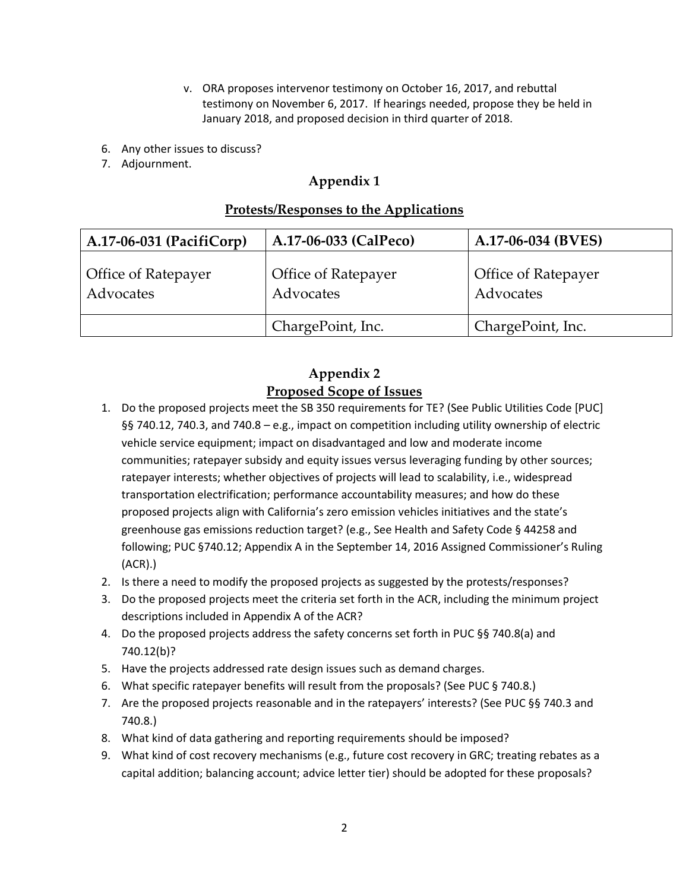v. ORA proposes intervenor testimony on October 16, 2017, and rebuttal testimony on November 6, 2017. If hearings needed, propose they be held in January 2018, and proposed decision in third quarter of 2018.

6. Any other issues to discuss?
7. Adjournment.

## Appendix 1

### Protests/Responses to the Applications

| A.17-06-031 (PacifiCorp) | A.17-06-033 (CalPeco) | A.17-06-034 (BVES) |
|---|---|---|
| Office of Ratepayer Advocates | Office of Ratepayer Advocates | Office of Ratepayer Advocates |
| | ChargePoint, Inc. | ChargePoint, Inc. |

## Appendix 2

### Proposed Scope of Issues

1. Do the proposed projects meet the SB 350 requirements for TE? (See Public Utilities Code [PUC] §§ 740.12, 740.3, and 740.8 – e.g., impact on competition including utility ownership of electric vehicle service equipment; impact on disadvantaged and low and moderate income communities; ratepayer subsidy and equity issues versus leveraging funding by other sources; ratepayer interests; whether objectives of projects will lead to scalability, i.e., widespread transportation electrification; performance accountability measures; and how do these proposed projects align with California's zero emission vehicles initiatives and the state's greenhouse gas emissions reduction target? (e.g., See Health and Safety Code § 44258 and following; PUC §740.12; Appendix A in the September 14, 2016 Assigned Commissioner's Ruling (ACR).)
2. Is there a need to modify the proposed projects as suggested by the protests/responses?
3. Do the proposed projects meet the criteria set forth in the ACR, including the minimum project descriptions included in Appendix A of the ACR?
4. Do the proposed projects address the safety concerns set forth in PUC §§ 740.8(a) and 740.12(b)?
5. Have the projects addressed rate design issues such as demand charges.
6. What specific ratepayer benefits will result from the proposals? (See PUC § 740.8.)
7. Are the proposed projects reasonable and in the ratepayers' interests? (See PUC §§ 740.3 and 740.8.)
8. What kind of data gathering and reporting requirements should be imposed?
9. What kind of cost recovery mechanisms (e.g., future cost recovery in GRC; treating rebates as a capital addition; balancing account; advice letter tier) should be adopted for these proposals?